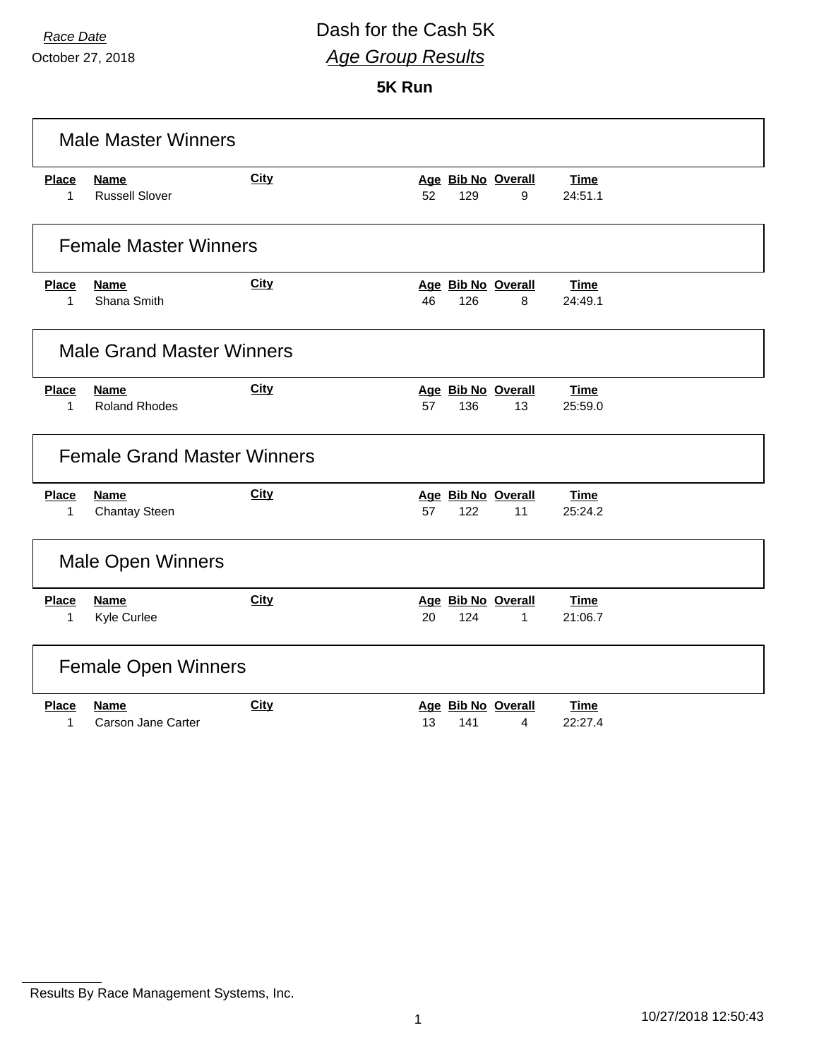*Race Date*

October 27, 2018

# Dash for the Cash 5K

## *Age Group Results*

### 5K Run

## Male Master Winners

| Place | Name | City | Age | Bib No | Overall | Time |
|---|---|---|---|---|---|---|
| 1 | Russell Slover | | 52 | 129 | 9 | 24:51.1 |

## Female Master Winners

| Place | Name | City | Age | Bib No | Overall | Time |
|---|---|---|---|---|---|---|
| 1 | Shana Smith | | 46 | 126 | 8 | 24:49.1 |

## Male Grand Master Winners

| Place | Name | City | Age | Bib No | Overall | Time |
|---|---|---|---|---|---|---|
| 1 | Roland Rhodes | | 57 | 136 | 13 | 25:59.0 |

## Female Grand Master Winners

| Place | Name | City | Age | Bib No | Overall | Time |
|---|---|---|---|---|---|---|
| 1 | Chantay Steen | | 57 | 122 | 11 | 25:24.2 |

## Male Open Winners

| Place | Name | City | Age | Bib No | Overall | Time |
|---|---|---|---|---|---|---|
| 1 | Kyle Curlee | | 20 | 124 | 1 | 21:06.7 |

## Female Open Winners

| Place | Name | City | Age | Bib No | Overall | Time |
|---|---|---|---|---|---|---|
| 1 | Carson Jane Carter | | 13 | 141 | 4 | 22:27.4 |

Results By Race Management Systems, Inc.

10/27/2018 12:50:43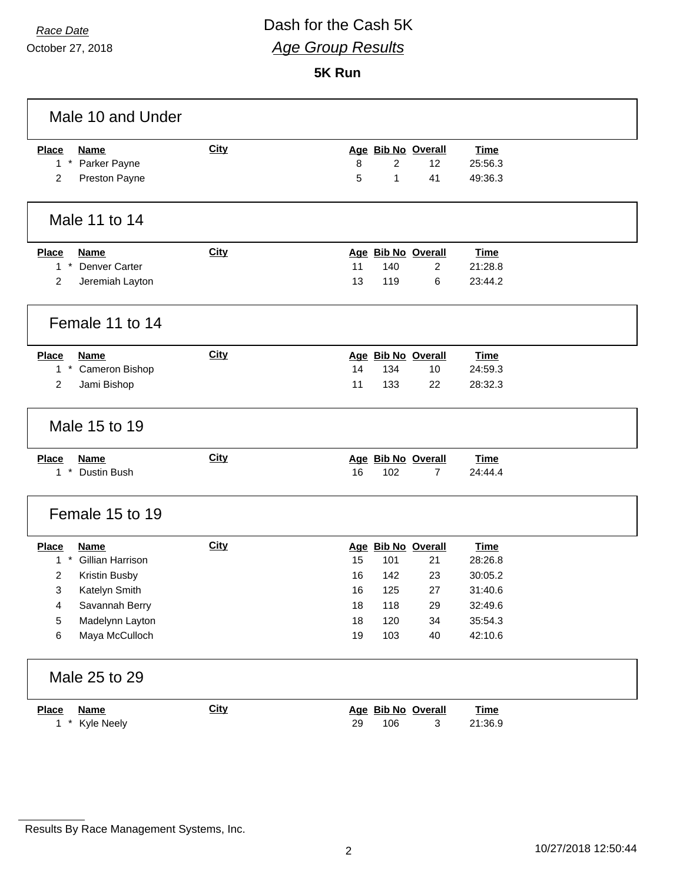*Race Date*

October 27, 2018

# Dash for the Cash 5K

## *Age Group Results*

### 5K Run

### Male 10 and Under

| Place | Name | City | Age | Bib No | Overall | Time |
|---|---|---|---|---|---|---|
| 1 * | Parker Payne | | 8 | 2 | 12 | 25:56.3 |
| 2 | Preston Payne | | 5 | 1 | 41 | 49:36.3 |

### Male 11 to 14

| Place | Name | City | Age | Bib No | Overall | Time |
|---|---|---|---|---|---|---|
| 1 * | Denver Carter | | 11 | 140 | 2 | 21:28.8 |
| 2 | Jeremiah Layton | | 13 | 119 | 6 | 23:44.2 |

### Female 11 to 14

| Place | Name | City | Age | Bib No | Overall | Time |
|---|---|---|---|---|---|---|
| 1 * | Cameron Bishop | | 14 | 134 | 10 | 24:59.3 |
| 2 | Jami Bishop | | 11 | 133 | 22 | 28:32.3 |

### Male 15 to 19

| Place | Name | City | Age | Bib No | Overall | Time |
|---|---|---|---|---|---|---|
| 1 * | Dustin Bush | | 16 | 102 | 7 | 24:44.4 |

### Female 15 to 19

| Place | Name | City | Age | Bib No | Overall | Time |
|---|---|---|---|---|---|---|
| 1 * | Gillian Harrison | | 15 | 101 | 21 | 28:26.8 |
| 2 | Kristin Busby | | 16 | 142 | 23 | 30:05.2 |
| 3 | Katelyn Smith | | 16 | 125 | 27 | 31:40.6 |
| 4 | Savannah Berry | | 18 | 118 | 29 | 32:49.6 |
| 5 | Madelynn Layton | | 18 | 120 | 34 | 35:54.3 |
| 6 | Maya McCulloch | | 19 | 103 | 40 | 42:10.6 |

### Male 25 to 29

| Place | Name | City | Age | Bib No | Overall | Time |
|---|---|---|---|---|---|---|
| 1 * | Kyle Neely | | 29 | 106 | 3 | 21:36.9 |

Results By Race Management Systems, Inc.

10/27/2018 12:50:44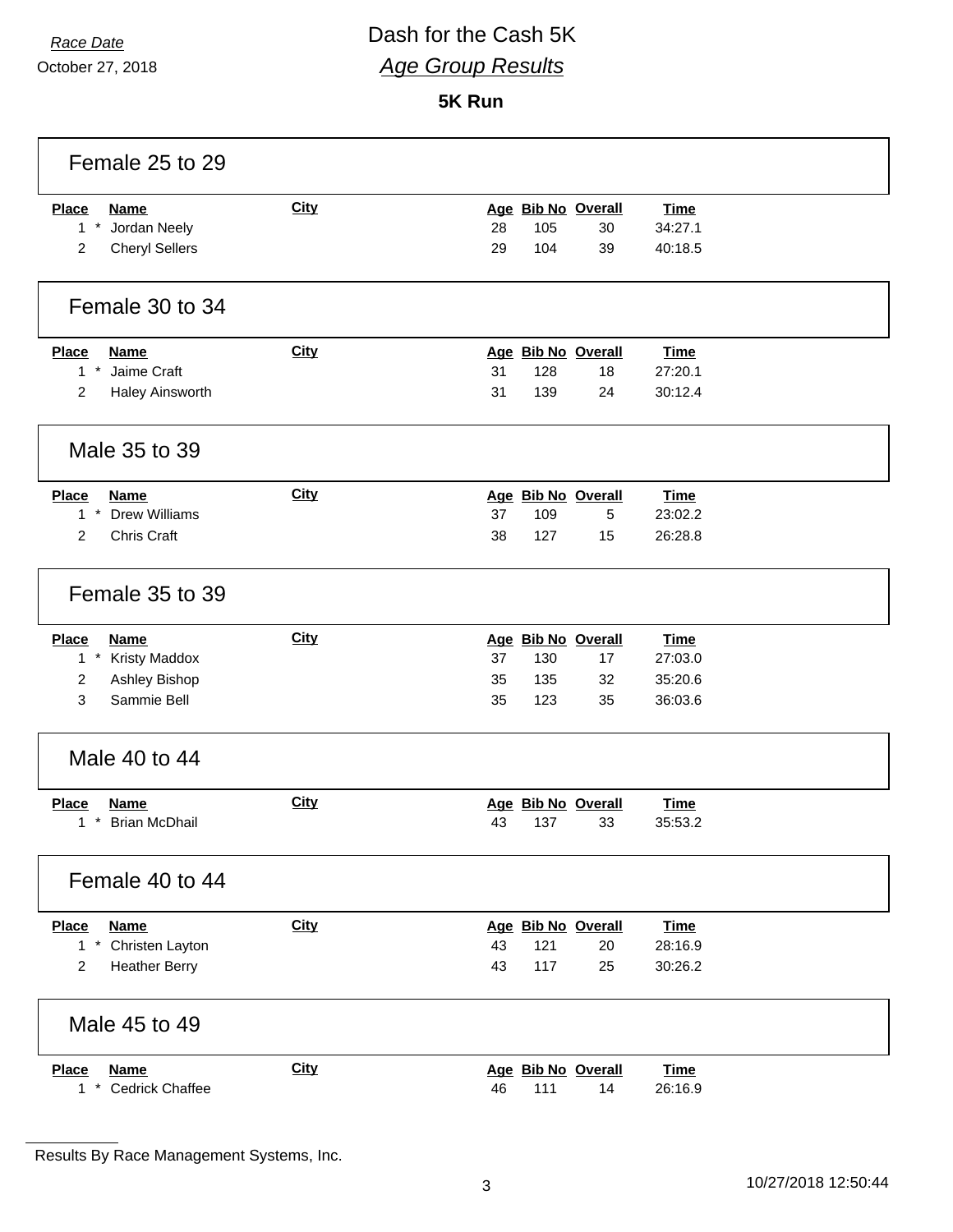*Race Date*

October 27, 2018

# Dash for the Cash 5K

## *Age Group Results*

### 5K Run

## Female 25 to 29

| Place | Name | City | Age | Bib No | Overall | Time |
|---|---|---|---|---|---|---|
| 1 * | Jordan Neely | | 28 | 105 | 30 | 34:27.1 |
| 2 | Cheryl Sellers | | 29 | 104 | 39 | 40:18.5 |

## Female 30 to 34

| Place | Name | City | Age | Bib No | Overall | Time |
|---|---|---|---|---|---|---|
| 1 * | Jaime Craft | | 31 | 128 | 18 | 27:20.1 |
| 2 | Haley Ainsworth | | 31 | 139 | 24 | 30:12.4 |

## Male 35 to 39

| Place | Name | City | Age | Bib No | Overall | Time |
|---|---|---|---|---|---|---|
| 1 * | Drew Williams | | 37 | 109 | 5 | 23:02.2 |
| 2 | Chris Craft | | 38 | 127 | 15 | 26:28.8 |

## Female 35 to 39

| Place | Name | City | Age | Bib No | Overall | Time |
|---|---|---|---|---|---|---|
| 1 * | Kristy Maddox | | 37 | 130 | 17 | 27:03.0 |
| 2 | Ashley Bishop | | 35 | 135 | 32 | 35:20.6 |
| 3 | Sammie Bell | | 35 | 123 | 35 | 36:03.6 |

## Male 40 to 44

| Place | Name | City | Age | Bib No | Overall | Time |
|---|---|---|---|---|---|---|
| 1 * | Brian McDhail | | 43 | 137 | 33 | 35:53.2 |

## Female 40 to 44

| Place | Name | City | Age | Bib No | Overall | Time |
|---|---|---|---|---|---|---|
| 1 * | Christen Layton | | 43 | 121 | 20 | 28:16.9 |
| 2 | Heather Berry | | 43 | 117 | 25 | 30:26.2 |

## Male 45 to 49

| Place | Name | City | Age | Bib No | Overall | Time |
|---|---|---|---|---|---|---|
| 1 * | Cedrick Chaffee | | 46 | 111 | 14 | 26:16.9 |

Results By Race Management Systems, Inc.

10/27/2018 12:50:44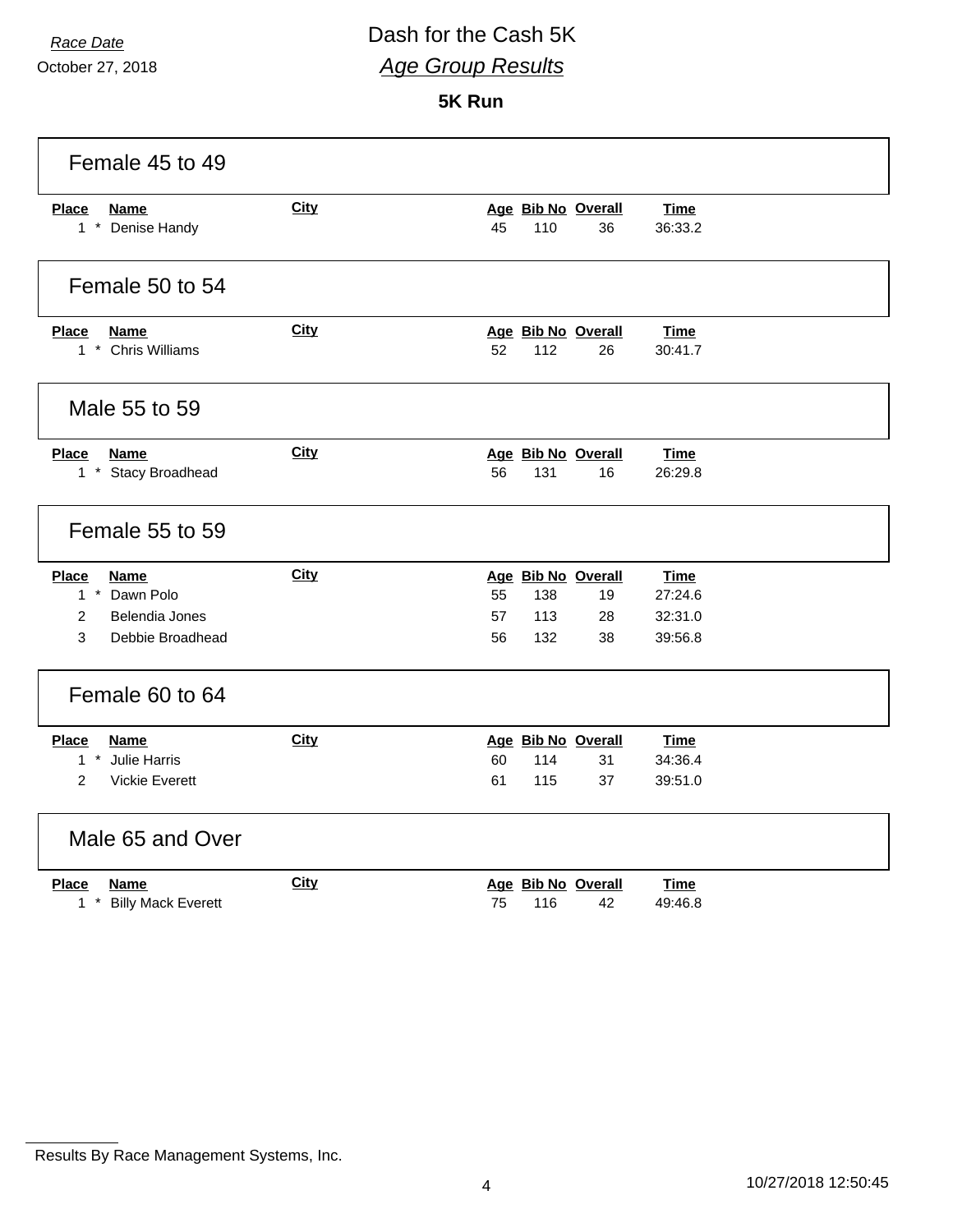*Race Date*
October 27, 2018

# Dash for the Cash 5K

## *Age Group Results*

### 5K Run

## Female 45 to 49

| Place | Name | City | Age | Bib No | Overall | Time |
|---|---|---|---|---|---|---|
| 1 * | Denise Handy | | 45 | 110 | 36 | 36:33.2 |

## Female 50 to 54

| Place | Name | City | Age | Bib No | Overall | Time |
|---|---|---|---|---|---|---|
| 1 * | Chris Williams | | 52 | 112 | 26 | 30:41.7 |

## Male 55 to 59

| Place | Name | City | Age | Bib No | Overall | Time |
|---|---|---|---|---|---|---|
| 1 * | Stacy Broadhead | | 56 | 131 | 16 | 26:29.8 |

## Female 55 to 59

| Place | Name | City | Age | Bib No | Overall | Time |
|---|---|---|---|---|---|---|
| 1 * | Dawn Polo | | 55 | 138 | 19 | 27:24.6 |
| 2 | Belendia Jones | | 57 | 113 | 28 | 32:31.0 |
| 3 | Debbie Broadhead | | 56 | 132 | 38 | 39:56.8 |

## Female 60 to 64

| Place | Name | City | Age | Bib No | Overall | Time |
|---|---|---|---|---|---|---|
| 1 * | Julie Harris | | 60 | 114 | 31 | 34:36.4 |
| 2 | Vickie Everett | | 61 | 115 | 37 | 39:51.0 |

## Male 65 and Over

| Place | Name | City | Age | Bib No | Overall | Time |
|---|---|---|---|---|---|---|
| 1 * | Billy Mack Everett | | 75 | 116 | 42 | 49:46.8 |

Results By Race Management Systems, Inc.

10/27/2018 12:50:45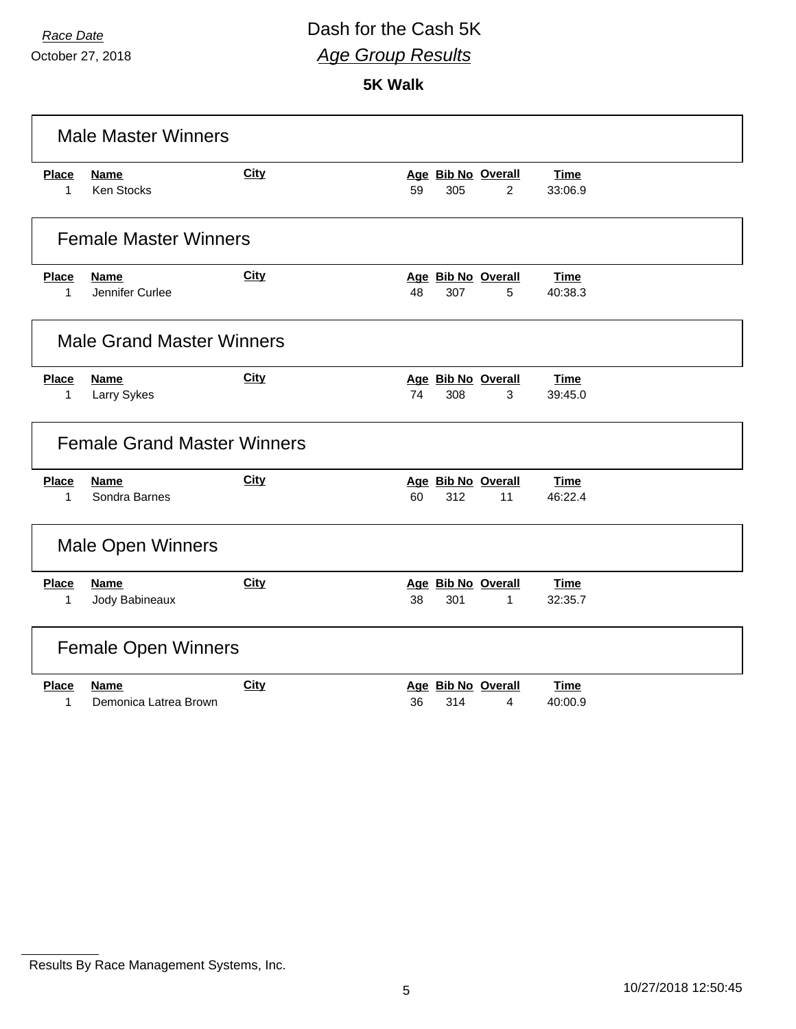*Race Date*

October 27, 2018

# Dash for the Cash 5K

## *Age Group Results*

### 5K Walk

## Male Master Winners

| Place | Name | City | Age | Bib No | Overall | Time |
|---|---|---|---|---|---|---|
| 1 | Ken Stocks | | 59 | 305 | 2 | 33:06.9 |

## Female Master Winners

| Place | Name | City | Age | Bib No | Overall | Time |
|---|---|---|---|---|---|---|
| 1 | Jennifer Curlee | | 48 | 307 | 5 | 40:38.3 |

## Male Grand Master Winners

| Place | Name | City | Age | Bib No | Overall | Time |
|---|---|---|---|---|---|---|
| 1 | Larry Sykes | | 74 | 308 | 3 | 39:45.0 |

## Female Grand Master Winners

| Place | Name | City | Age | Bib No | Overall | Time |
|---|---|---|---|---|---|---|
| 1 | Sondra Barnes | | 60 | 312 | 11 | 46:22.4 |

## Male Open Winners

| Place | Name | City | Age | Bib No | Overall | Time |
|---|---|---|---|---|---|---|
| 1 | Jody Babineaux | | 38 | 301 | 1 | 32:35.7 |

## Female Open Winners

| Place | Name | City | Age | Bib No | Overall | Time |
|---|---|---|---|---|---|---|
| 1 | Demonica Latrea Brown | | 36 | 314 | 4 | 40:00.9 |

Results By Race Management Systems, Inc.

10/27/2018 12:50:45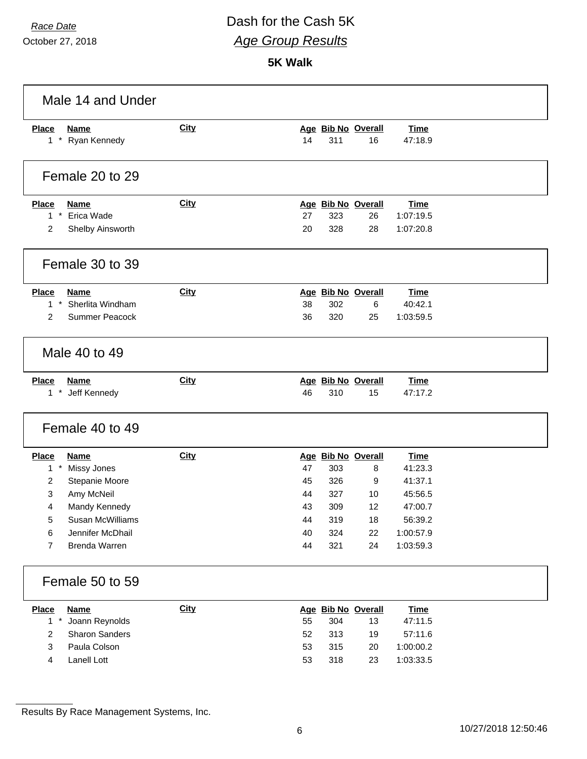*Race Date*

October 27, 2018

# Dash for the Cash 5K

## *Age Group Results*

**5K Walk**

### Male 14 and Under

| Place | Name | City | Age | Bib No | Overall | Time |
|---|---|---|---|---|---|---|
| 1 * | Ryan Kennedy | | 14 | 311 | 16 | 47:18.9 |

### Female 20 to 29

| Place | Name | City | Age | Bib No | Overall | Time |
|---|---|---|---|---|---|---|
| 1 * | Erica Wade | | 27 | 323 | 26 | 1:07:19.5 |
| 2 | Shelby Ainsworth | | 20 | 328 | 28 | 1:07:20.8 |

### Female 30 to 39

| Place | Name | City | Age | Bib No | Overall | Time |
|---|---|---|---|---|---|---|
| 1 * | Sherlita Windham | | 38 | 302 | 6 | 40:42.1 |
| 2 | Summer Peacock | | 36 | 320 | 25 | 1:03:59.5 |

### Male 40 to 49

| Place | Name | City | Age | Bib No | Overall | Time |
|---|---|---|---|---|---|---|
| 1 * | Jeff Kennedy | | 46 | 310 | 15 | 47:17.2 |

### Female 40 to 49

| Place | Name | City | Age | Bib No | Overall | Time |
|---|---|---|---|---|---|---|
| 1 * | Missy Jones | | 47 | 303 | 8 | 41:23.3 |
| 2 | Stepanie Moore | | 45 | 326 | 9 | 41:37.1 |
| 3 | Amy McNeil | | 44 | 327 | 10 | 45:56.5 |
| 4 | Mandy Kennedy | | 43 | 309 | 12 | 47:00.7 |
| 5 | Susan McWilliams | | 44 | 319 | 18 | 56:39.2 |
| 6 | Jennifer McDhail | | 40 | 324 | 22 | 1:00:57.9 |
| 7 | Brenda Warren | | 44 | 321 | 24 | 1:03:59.3 |

### Female 50 to 59

| Place | Name | City | Age | Bib No | Overall | Time |
|---|---|---|---|---|---|---|
| 1 * | Joann Reynolds | | 55 | 304 | 13 | 47:11.5 |
| 2 | Sharon Sanders | | 52 | 313 | 19 | 57:11.6 |
| 3 | Paula Colson | | 53 | 315 | 20 | 1:00:00.2 |
| 4 | Lanell Lott | | 53 | 318 | 23 | 1:03:33.5 |

Results By Race Management Systems, Inc.

10/27/2018 12:50:46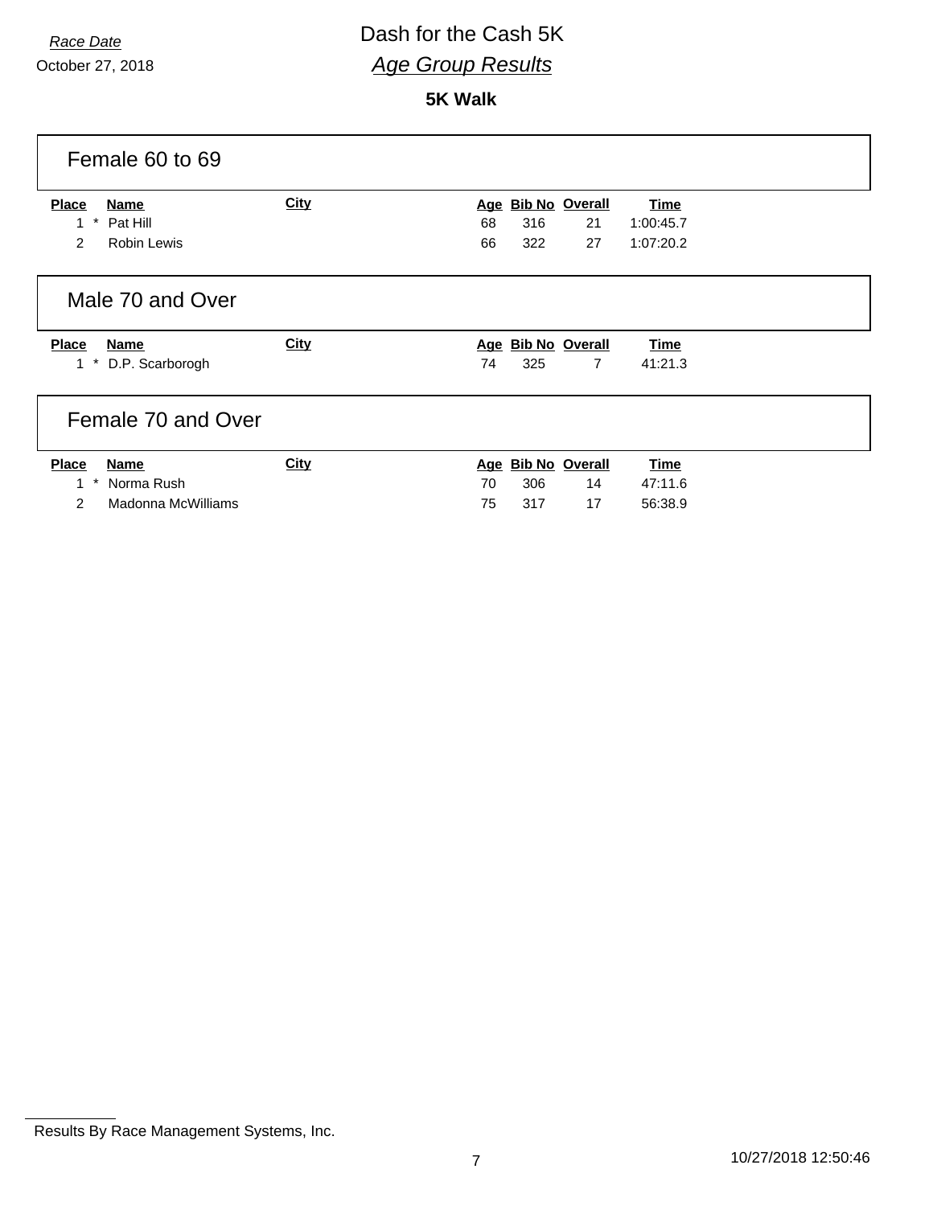*Race Date*
October 27, 2018

# Dash for the Cash 5K

## *Age Group Results*

**5K Walk**

### Female 60 to 69

| Place | | Name | City | Age | Bib No | Overall | Time |
|---|---|---|---|---|---|---|---|
| 1 | * | Pat Hill | | 68 | 316 | 21 | 1:00:45.7 |
| 2 | | Robin Lewis | | 66 | 322 | 27 | 1:07:20.2 |

### Male 70 and Over

| Place | | Name | City | Age | Bib No | Overall | Time |
|---|---|---|---|---|---|---|---|
| 1 | * | D.P. Scarborogh | | 74 | 325 | 7 | 41:21.3 |

### Female 70 and Over

| Place | | Name | City | Age | Bib No | Overall | Time |
|---|---|---|---|---|---|---|---|
| 1 | * | Norma Rush | | 70 | 306 | 14 | 47:11.6 |
| 2 | | Madonna McWilliams | | 75 | 317 | 17 | 56:38.9 |

Results By Race Management Systems, Inc.

10/27/2018 12:50:46